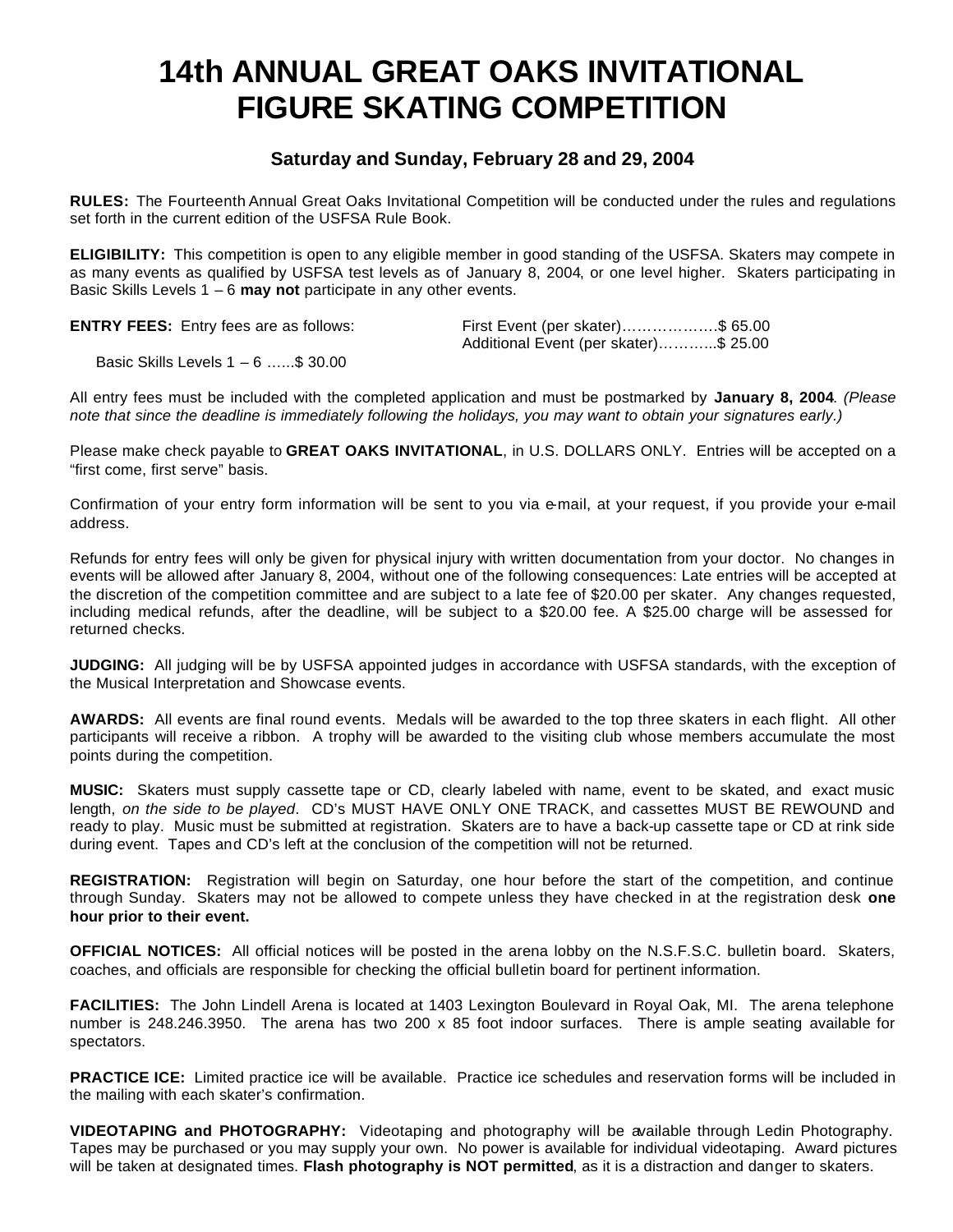# 14th ANNUAL GREAT OAKS INVITATIONAL FIGURE SKATING COMPETITION

### Saturday and Sunday, February 28 and 29, 2004

**RULES:** The Fourteenth Annual Great Oaks Invitational Competition will be conducted under the rules and regulations set forth in the current edition of the USFSA Rule Book.

**ELIGIBILITY:** This competition is open to any eligible member in good standing of the USFSA. Skaters may compete in as many events as qualified by USFSA test levels as of January 8, 2004, or one level higher. Skaters participating in Basic Skills Levels 1 – 6 **may not** participate in any other events.

**ENTRY FEES:** Entry fees are as follows:

First Event (per skater)……………….$ 65.00
Additional Event (per skater)………..$ 25.00

Basic Skills Levels 1 – 6 …...$ 30.00

All entry fees must be included with the completed application and must be postmarked by **January 8, 2004**. *(Please note that since the deadline is immediately following the holidays, you may want to obtain your signatures early.)*

Please make check payable to **GREAT OAKS INVITATIONAL**, in U.S. DOLLARS ONLY. Entries will be accepted on a "first come, first serve" basis.

Confirmation of your entry form information will be sent to you via e-mail, at your request, if you provide your e-mail address.

Refunds for entry fees will only be given for physical injury with written documentation from your doctor. No changes in events will be allowed after January 8, 2004, without one of the following consequences: Late entries will be accepted at the discretion of the competition committee and are subject to a late fee of $20.00 per skater. Any changes requested, including medical refunds, after the deadline, will be subject to a $20.00 fee. A $25.00 charge will be assessed for returned checks.

**JUDGING:** All judging will be by USFSA appointed judges in accordance with USFSA standards, with the exception of the Musical Interpretation and Showcase events.

**AWARDS:** All events are final round events. Medals will be awarded to the top three skaters in each flight. All other participants will receive a ribbon. A trophy will be awarded to the visiting club whose members accumulate the most points during the competition.

**MUSIC:** Skaters must supply cassette tape or CD, clearly labeled with name, event to be skated, and exact music length, *on the side to be played*. CD's MUST HAVE ONLY ONE TRACK, and cassettes MUST BE REWOUND and ready to play. Music must be submitted at registration. Skaters are to have a back-up cassette tape or CD at rink side during event. Tapes and CD's left at the conclusion of the competition will not be returned.

**REGISTRATION:** Registration will begin on Saturday, one hour before the start of the competition, and continue through Sunday. Skaters may not be allowed to compete unless they have checked in at the registration desk **one hour prior to their event.**

**OFFICIAL NOTICES:** All official notices will be posted in the arena lobby on the N.S.F.S.C. bulletin board. Skaters, coaches, and officials are responsible for checking the official bulletin board for pertinent information.

**FACILITIES:** The John Lindell Arena is located at 1403 Lexington Boulevard in Royal Oak, MI. The arena telephone number is 248.246.3950. The arena has two 200 x 85 foot indoor surfaces. There is ample seating available for spectators.

**PRACTICE ICE:** Limited practice ice will be available. Practice ice schedules and reservation forms will be included in the mailing with each skater's confirmation.

**VIDEOTAPING and PHOTOGRAPHY:** Videotaping and photography will be available through Ledin Photography. Tapes may be purchased or you may supply your own. No power is available for individual videotaping. Award pictures will be taken at designated times. **Flash photography is NOT permitted**, as it is a distraction and danger to skaters.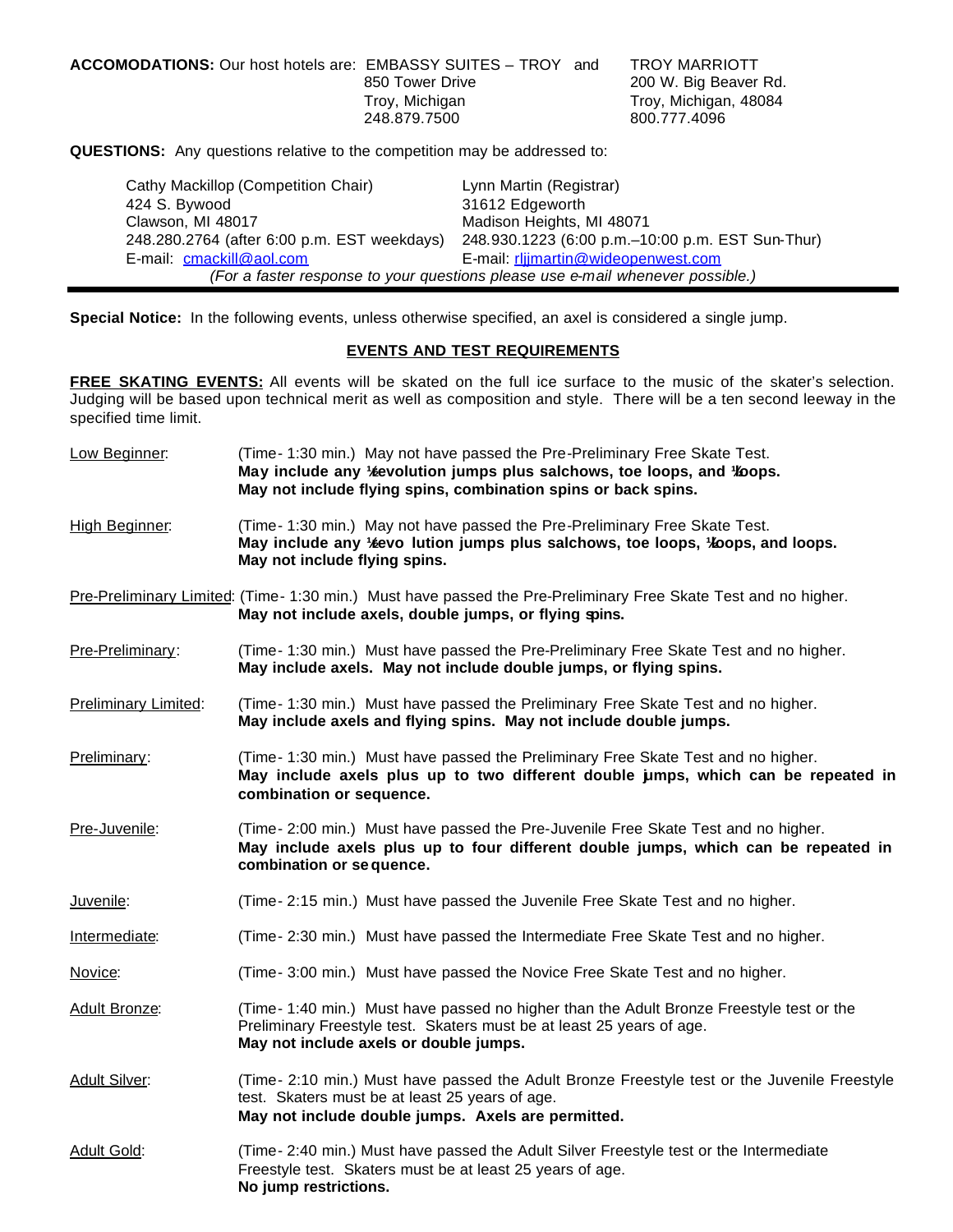**ACCOMODATIONS:** Our host hotels are: EMBASSY SUITES – TROY and TROY MARRIOTT

| EMBASSY SUITES – TROY | TROY MARRIOTT |
|---|---|
| 850 Tower Drive | 200 W. Big Beaver Rd. |
| Troy, Michigan | Troy, Michigan, 48084 |
| 248.879.7500 | 800.777.4096 |

**QUESTIONS:** Any questions relative to the competition may be addressed to:

| Cathy Mackillop (Competition Chair) | Lynn Martin (Registrar) |
|---|---|
| 424 S. Bywood | 31612 Edgeworth |
| Clawson, MI 48017 | Madison Heights, MI 48071 |
| 248.280.2764 (after 6:00 p.m. EST weekdays) | 248.930.1223 (6:00 p.m.–10:00 p.m. EST Sun-Thur) |
| E-mail: cmackill@aol.com | E-mail: rljjmartin@wideopenwest.com |

*(For a faster response to your questions please use e-mail whenever possible.)*

---

**Special Notice:** In the following events, unless otherwise specified, an axel is considered a single jump.

## EVENTS AND TEST REQUIREMENTS

**FREE SKATING EVENTS:** All events will be skated on the full ice surface to the music of the skater's selection. Judging will be based upon technical merit as well as composition and style. There will be a ten second leeway in the specified time limit.

Low Beginner: (Time- 1:30 min.) May not have passed the Pre-Preliminary Free Skate Test. **May include any ½ revolution jumps plus salchows, toe loops, and ½ loops. May not include flying spins, combination spins or back spins.**

High Beginner: (Time- 1:30 min.) May not have passed the Pre-Preliminary Free Skate Test. **May include any ½ revolution jumps plus salchows, toe loops, ½ loops, and loops. May not include flying spins.**

Pre-Preliminary Limited: (Time- 1:30 min.) Must have passed the Pre-Preliminary Free Skate Test and no higher. **May not include axels, double jumps, or flying spins.**

Pre-Preliminary: (Time- 1:30 min.) Must have passed the Pre-Preliminary Free Skate Test and no higher. **May include axels. May not include double jumps, or flying spins.**

Preliminary Limited: (Time- 1:30 min.) Must have passed the Preliminary Free Skate Test and no higher. **May include axels and flying spins. May not include double jumps.**

Preliminary: (Time- 1:30 min.) Must have passed the Preliminary Free Skate Test and no higher. **May include axels plus up to two different double jumps, which can be repeated in combination or sequence.**

Pre-Juvenile: (Time- 2:00 min.) Must have passed the Pre-Juvenile Free Skate Test and no higher. **May include axels plus up to four different double jumps, which can be repeated in combination or sequence.**

Juvenile: (Time- 2:15 min.) Must have passed the Juvenile Free Skate Test and no higher.

Intermediate: (Time- 2:30 min.) Must have passed the Intermediate Free Skate Test and no higher.

Novice: (Time- 3:00 min.) Must have passed the Novice Free Skate Test and no higher.

Adult Bronze: (Time- 1:40 min.) Must have passed no higher than the Adult Bronze Freestyle test or the Preliminary Freestyle test. Skaters must be at least 25 years of age. **May not include axels or double jumps.**

Adult Silver: (Time- 2:10 min.) Must have passed the Adult Bronze Freestyle test or the Juvenile Freestyle test. Skaters must be at least 25 years of age. **May not include double jumps. Axels are permitted.**

Adult Gold: (Time- 2:40 min.) Must have passed the Adult Silver Freestyle test or the Intermediate Freestyle test. Skaters must be at least 25 years of age. **No jump restrictions.**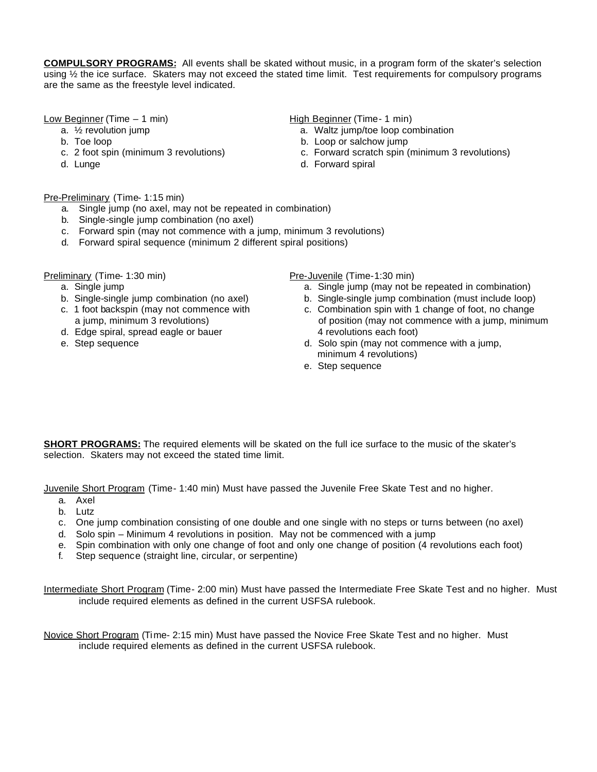**COMPULSORY PROGRAMS:** All events shall be skated without music, in a program form of the skater's selection using ½ the ice surface. Skaters may not exceed the stated time limit. Test requirements for compulsory programs are the same as the freestyle level indicated.

<u>Low Beginner</u> (Time – 1 min)

a. ½ revolution jump
b. Toe loop
c. 2 foot spin (minimum 3 revolutions)
d. Lunge

<u>High Beginner</u> (Time- 1 min)

a. Waltz jump/toe loop combination
b. Loop or salchow jump
c. Forward scratch spin (minimum 3 revolutions)
d. Forward spiral

<u>Pre-Preliminary</u> (Time- 1:15 min)

a. Single jump (no axel, may not be repeated in combination)
b. Single-single jump combination (no axel)
c. Forward spin (may not commence with a jump, minimum 3 revolutions)
d. Forward spiral sequence (minimum 2 different spiral positions)

<u>Preliminary</u> (Time- 1:30 min)

a. Single jump
b. Single-single jump combination (no axel)
c. 1 foot backspin (may not commence with a jump, minimum 3 revolutions)
d. Edge spiral, spread eagle or bauer
e. Step sequence

<u>Pre-Juvenile</u> (Time-1:30 min)

a. Single jump (may not be repeated in combination)
b. Single-single jump combination (must include loop)
c. Combination spin with 1 change of foot, no change of position (may not commence with a jump, minimum 4 revolutions each foot)
d. Solo spin (may not commence with a jump, minimum 4 revolutions)
e. Step sequence

**SHORT PROGRAMS:** The required elements will be skated on the full ice surface to the music of the skater's selection. Skaters may not exceed the stated time limit.

<u>Juvenile Short Program</u> (Time- 1:40 min) Must have passed the Juvenile Free Skate Test and no higher.

a. Axel
b. Lutz
c. One jump combination consisting of one double and one single with no steps or turns between (no axel)
d. Solo spin – Minimum 4 revolutions in position. May not be commenced with a jump
e. Spin combination with only one change of foot and only one change of position (4 revolutions each foot)
f. Step sequence (straight line, circular, or serpentine)

<u>Intermediate Short Program</u> (Time- 2:00 min) Must have passed the Intermediate Free Skate Test and no higher. Must include required elements as defined in the current USFSA rulebook.

<u>Novice Short Program</u> (Time- 2:15 min) Must have passed the Novice Free Skate Test and no higher. Must include required elements as defined in the current USFSA rulebook.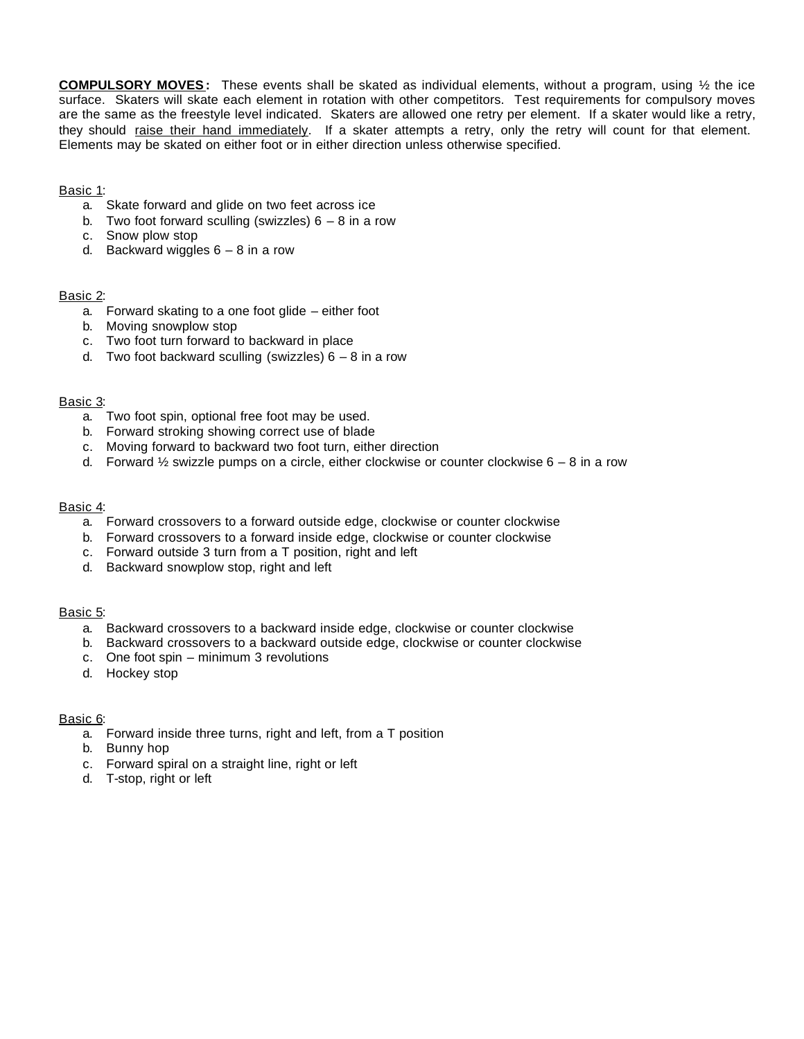**COMPULSORY MOVES:** These events shall be skated as individual elements, without a program, using ½ the ice surface. Skaters will skate each element in rotation with other competitors. Test requirements for compulsory moves are the same as the freestyle level indicated. Skaters are allowed one retry per element. If a skater would like a retry, they should <u>raise their hand immediately</u>. If a skater attempts a retry, only the retry will count for that element. Elements may be skated on either foot or in either direction unless otherwise specified.

<u>Basic 1</u>:

a. Skate forward and glide on two feet across ice
b. Two foot forward sculling (swizzles) 6 – 8 in a row
c. Snow plow stop
d. Backward wiggles 6 – 8 in a row

<u>Basic 2</u>:

a. Forward skating to a one foot glide – either foot
b. Moving snowplow stop
c. Two foot turn forward to backward in place
d. Two foot backward sculling (swizzles) 6 – 8 in a row

<u>Basic 3</u>:

a. Two foot spin, optional free foot may be used.
b. Forward stroking showing correct use of blade
c. Moving forward to backward two foot turn, either direction
d. Forward ½ swizzle pumps on a circle, either clockwise or counter clockwise 6 – 8 in a row

<u>Basic 4</u>:

a. Forward crossovers to a forward outside edge, clockwise or counter clockwise
b. Forward crossovers to a forward inside edge, clockwise or counter clockwise
c. Forward outside 3 turn from a T position, right and left
d. Backward snowplow stop, right and left

<u>Basic 5</u>:

a. Backward crossovers to a backward inside edge, clockwise or counter clockwise
b. Backward crossovers to a backward outside edge, clockwise or counter clockwise
c. One foot spin – minimum 3 revolutions
d. Hockey stop

<u>Basic 6</u>:

a. Forward inside three turns, right and left, from a T position
b. Bunny hop
c. Forward spiral on a straight line, right or left
d. T-stop, right or left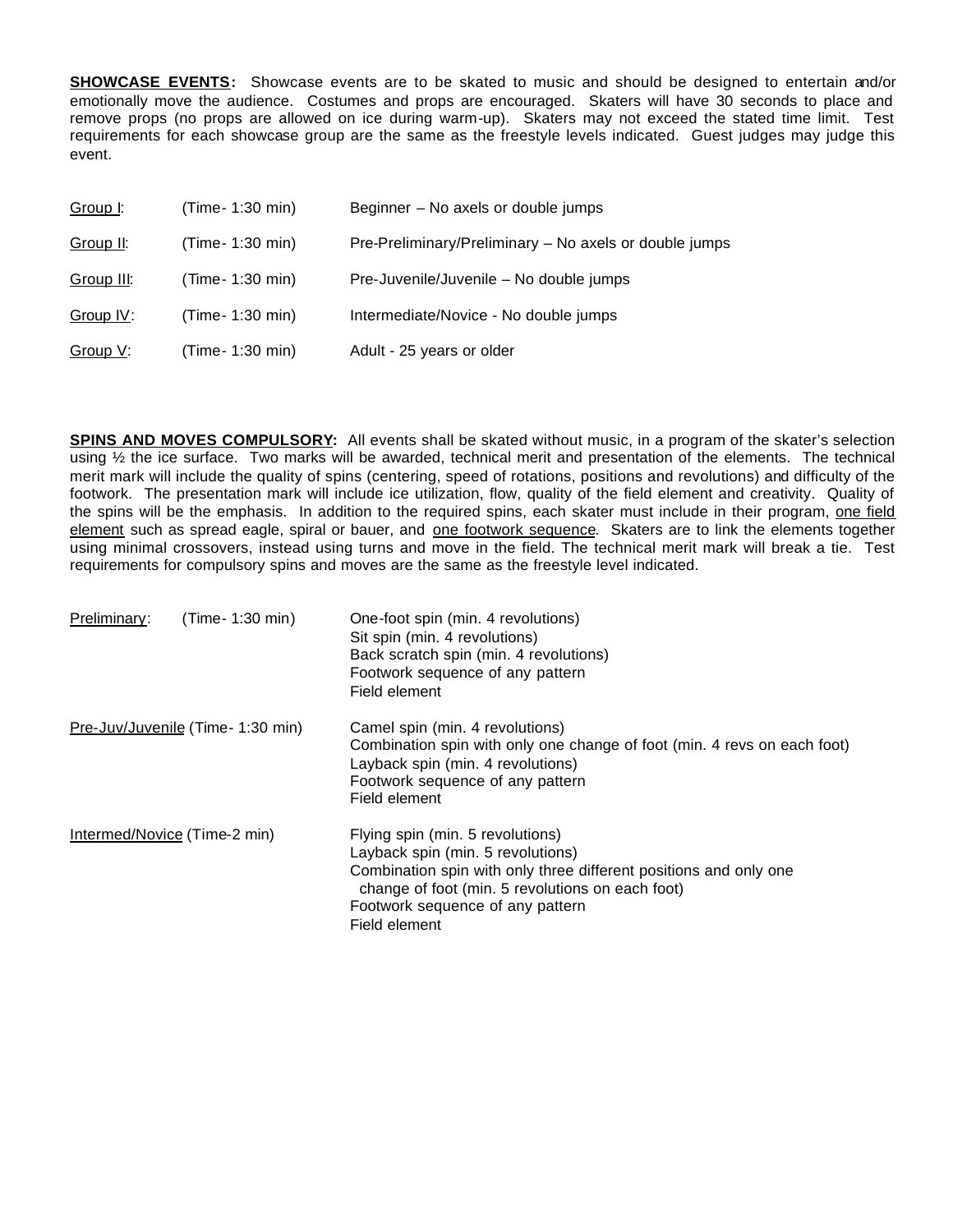**SHOWCASE EVENTS:** Showcase events are to be skated to music and should be designed to entertain and/or emotionally move the audience. Costumes and props are encouraged. Skaters will have 30 seconds to place and remove props (no props are allowed on ice during warm-up). Skaters may not exceed the stated time limit. Test requirements for each showcase group are the same as the freestyle levels indicated. Guest judges may judge this event.

| | | |
|---|---|---|
| Group I: | (Time- 1:30 min) | Beginner – No axels or double jumps |
| Group II: | (Time- 1:30 min) | Pre-Preliminary/Preliminary – No axels or double jumps |
| Group III: | (Time- 1:30 min) | Pre-Juvenile/Juvenile – No double jumps |
| Group IV: | (Time- 1:30 min) | Intermediate/Novice - No double jumps |
| Group V: | (Time- 1:30 min) | Adult - 25 years or older |

**SPINS AND MOVES COMPULSORY:** All events shall be skated without music, in a program of the skater's selection using ½ the ice surface. Two marks will be awarded, technical merit and presentation of the elements. The technical merit mark will include the quality of spins (centering, speed of rotations, positions and revolutions) and difficulty of the footwork. The presentation mark will include ice utilization, flow, quality of the field element and creativity. Quality of the spins will be the emphasis. In addition to the required spins, each skater must include in their program, one field element such as spread eagle, spiral or bauer, and one footwork sequence. Skaters are to link the elements together using minimal crossovers, instead using turns and move in the field. The technical merit mark will break a tie. Test requirements for compulsory spins and moves are the same as the freestyle level indicated.

Preliminary: (Time- 1:30 min)
- One-foot spin (min. 4 revolutions)
- Sit spin (min. 4 revolutions)
- Back scratch spin (min. 4 revolutions)
- Footwork sequence of any pattern
- Field element

Pre-Juv/Juvenile (Time- 1:30 min)
- Camel spin (min. 4 revolutions)
- Combination spin with only one change of foot (min. 4 revs on each foot)
- Layback spin (min. 4 revolutions)
- Footwork sequence of any pattern
- Field element

Intermed/Novice (Time-2 min)
- Flying spin (min. 5 revolutions)
- Layback spin (min. 5 revolutions)
- Combination spin with only three different positions and only one change of foot (min. 5 revolutions on each foot)
- Footwork sequence of any pattern
- Field element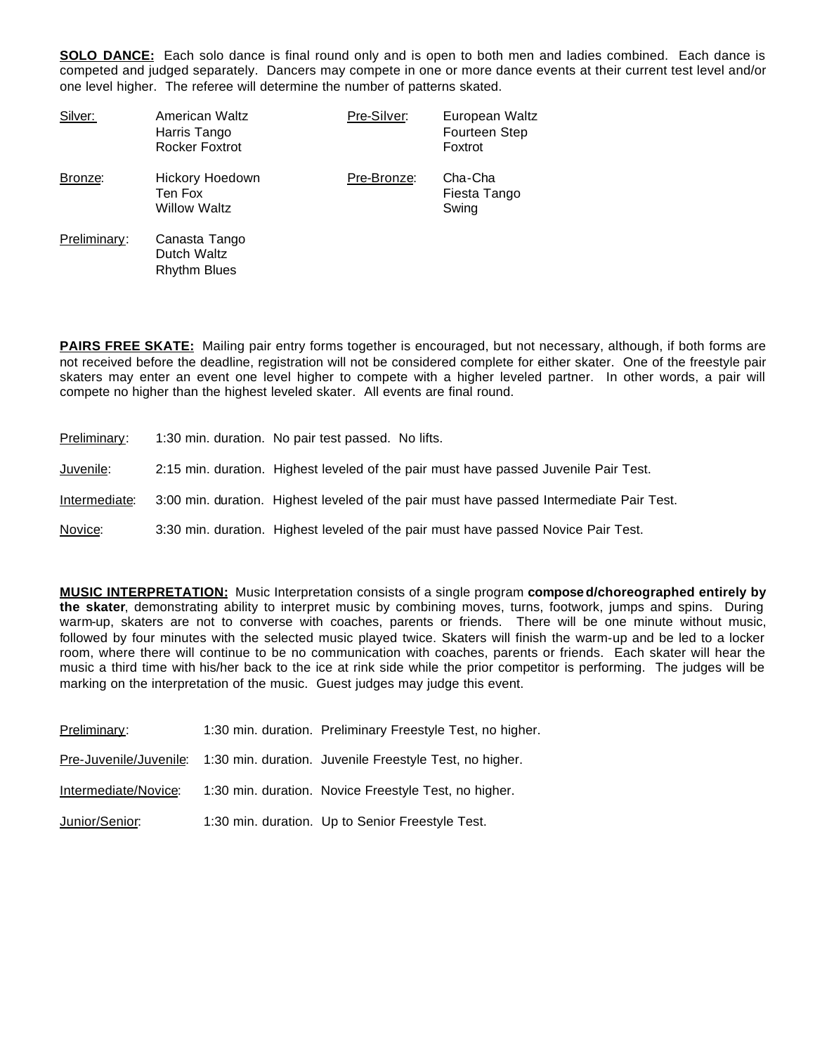**SOLO DANCE:** Each solo dance is final round only and is open to both men and ladies combined. Each dance is competed and judged separately. Dancers may compete in one or more dance events at their current test level and/or one level higher. The referee will determine the number of patterns skated.

| Level | Dances | Level | Dances |
|---|---|---|---|
| Silver: | American Waltz<br>Harris Tango<br>Rocker Foxtrot | Pre-Silver: | European Waltz<br>Fourteen Step<br>Foxtrot |
| Bronze: | Hickory Hoedown<br>Ten Fox<br>Willow Waltz | Pre-Bronze: | Cha-Cha<br>Fiesta Tango<br>Swing |
| Preliminary: | Canasta Tango<br>Dutch Waltz<br>Rhythm Blues | | |

**PAIRS FREE SKATE:** Mailing pair entry forms together is encouraged, but not necessary, although, if both forms are not received before the deadline, registration will not be considered complete for either skater. One of the freestyle pair skaters may enter an event one level higher to compete with a higher leveled partner. In other words, a pair will compete no higher than the highest leveled skater. All events are final round.

Preliminary: 1:30 min. duration. No pair test passed. No lifts.

Juvenile: 2:15 min. duration. Highest leveled of the pair must have passed Juvenile Pair Test.

Intermediate: 3:00 min. duration. Highest leveled of the pair must have passed Intermediate Pair Test.

Novice: 3:30 min. duration. Highest leveled of the pair must have passed Novice Pair Test.

**MUSIC INTERPRETATION:** Music Interpretation consists of a single program **composed/choreographed entirely by the skater**, demonstrating ability to interpret music by combining moves, turns, footwork, jumps and spins. During warm-up, skaters are not to converse with coaches, parents or friends. There will be one minute without music, followed by four minutes with the selected music played twice. Skaters will finish the warm-up and be led to a locker room, where there will continue to be no communication with coaches, parents or friends. Each skater will hear the music a third time with his/her back to the ice at rink side while the prior competitor is performing. The judges will be marking on the interpretation of the music. Guest judges may judge this event.

Preliminary: 1:30 min. duration. Preliminary Freestyle Test, no higher.

Pre-Juvenile/Juvenile: 1:30 min. duration. Juvenile Freestyle Test, no higher.

Intermediate/Novice: 1:30 min. duration. Novice Freestyle Test, no higher.

Junior/Senior: 1:30 min. duration. Up to Senior Freestyle Test.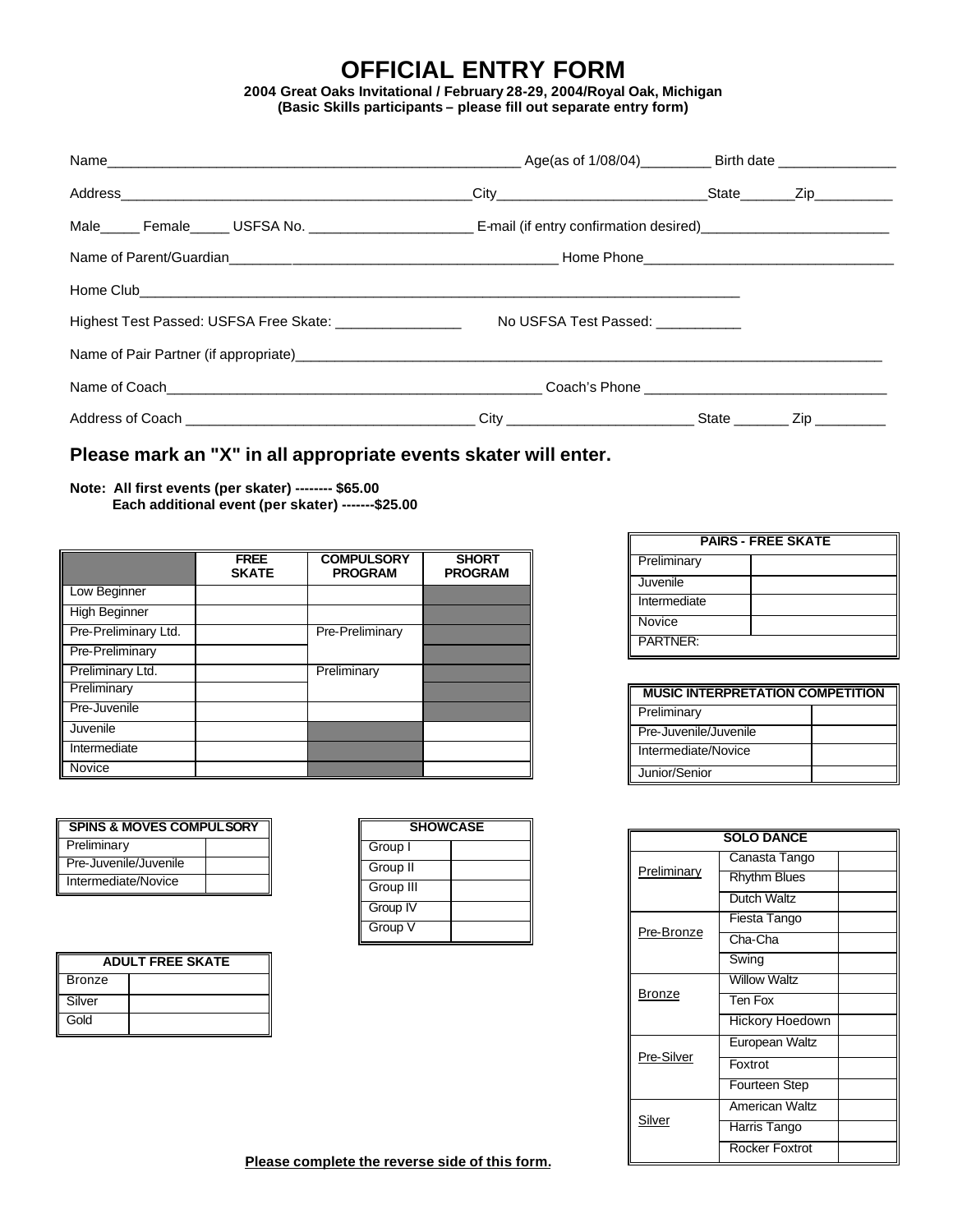# OFFICIAL ENTRY FORM

**2004 Great Oaks Invitational / February 28-29, 2004/Royal Oak, Michigan**
**(Basic Skills participants – please fill out separate entry form)**

Name_______________________________________________ Age(as of 1/08/04)_________ Birth date _______________

Address__________________________________________City__________________________State_______Zip__________

Male_____ Female_____ USFSA No. _____________________ E-mail (if entry confirmation desired)________________________

Name of Parent/Guardian______________________________________ Home Phone_______________________________

Home Club_______________________________________________________________________________

Highest Test Passed: USFSA Free Skate: ________________ No USFSA Test Passed: ___________

Name of Pair Partner (if appropriate)__________________________________________________________________

Name of Coach_____________________________________________ Coach's Phone _______________________________

Address of Coach ___________________________________ City _______________________ State _______ Zip _________

## Please mark an "X" in all appropriate events skater will enter.

**Note: All first events (per skater) -------- $65.00**
**Each additional event (per skater) -------$25.00**

| | FREE SKATE | COMPULSORY PROGRAM | SHORT PROGRAM |
|---|---|---|---|
| Low Beginner | | | |
| High Beginner | | | |
| Pre-Preliminary Ltd. | | Pre-Preliminary | |
| Pre-Preliminary | | | |
| Preliminary Ltd. | | Preliminary | |
| Preliminary | | | |
| Pre-Juvenile | | | |
| Juvenile | | | |
| Intermediate | | | |
| Novice | | | |

| PAIRS - FREE SKATE | |
|---|---|
| Preliminary | |
| Juvenile | |
| Intermediate | |
| Novice | |
| PARTNER: | |

| MUSIC INTERPRETATION COMPETITION | |
|---|---|
| Preliminary | |
| Pre-Juvenile/Juvenile | |
| Intermediate/Novice | |
| Junior/Senior | |

| SPINS & MOVES COMPULSORY | |
|---|---|
| Preliminary | |
| Pre-Juvenile/Juvenile | |
| Intermediate/Novice | |

| SHOWCASE | |
|---|---|
| Group I | |
| Group II | |
| Group III | |
| Group IV | |
| Group V | |

| ADULT FREE SKATE | |
|---|---|
| Bronze | |
| Silver | |
| Gold | |

| SOLO DANCE | | |
|---|---|---|
| Preliminary | Canasta Tango | |
| | Rhythm Blues | |
| | Dutch Waltz | |
| Pre-Bronze | Fiesta Tango | |
| | Cha-Cha | |
| | Swing | |
| Bronze | Willow Waltz | |
| | Ten Fox | |
| | Hickory Hoedown | |
| Pre-Silver | European Waltz | |
| | Foxtrot | |
| | Fourteen Step | |
| Silver | American Waltz | |
| | Harris Tango | |
| | Rocker Foxtrot | |

**Please complete the reverse side of this form.**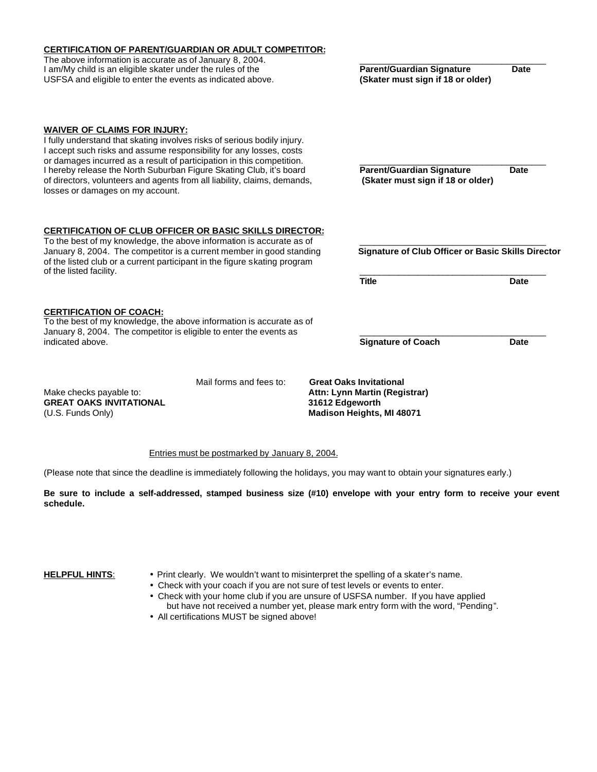**CERTIFICATION OF PARENT/GUARDIAN OR ADULT COMPETITOR:**

The above information is accurate as of January 8, 2004.
I am/My child is an eligible skater under the rules of the USFSA and eligible to enter the events as indicated above.

\_\_\_\_\_\_\_\_\_\_\_\_\_\_\_\_\_\_\_\_\_\_\_\_\_\_\_\_\_\_\_\_\_\_\_\_\_\_\_\_
**Parent/Guardian Signature Date**
**(Skater must sign if 18 or older)**

**WAIVER OF CLAIMS FOR INJURY:**

I fully understand that skating involves risks of serious bodily injury. I accept such risks and assume responsibility for any losses, costs or damages incurred as a result of participation in this competition. I hereby release the North Suburban Figure Skating Club, it's board of directors, volunteers and agents from all liability, claims, demands, losses or damages on my account.

\_\_\_\_\_\_\_\_\_\_\_\_\_\_\_\_\_\_\_\_\_\_\_\_\_\_\_\_\_\_\_\_\_\_\_\_\_\_\_\_
**Parent/Guardian Signature Date**
**(Skater must sign if 18 or older)**

**CERTIFICATION OF CLUB OFFICER OR BASIC SKILLS DIRECTOR:**

To the best of my knowledge, the above information is accurate as of January 8, 2004. The competitor is a current member in good standing of the listed club or a current participant in the figure skating program of the listed facility.

\_\_\_\_\_\_\_\_\_\_\_\_\_\_\_\_\_\_\_\_\_\_\_\_\_\_\_\_\_\_\_\_\_\_\_\_\_\_\_\_
**Signature of Club Officer or Basic Skills Director**

\_\_\_\_\_\_\_\_\_\_\_\_\_\_\_\_\_\_\_\_\_\_\_\_\_\_\_\_\_\_\_\_\_\_\_\_\_\_\_\_
**Title Date**

**CERTIFICATION OF COACH:**

To the best of my knowledge, the above information is accurate as of January 8, 2004. The competitor is eligible to enter the events as indicated above.

\_\_\_\_\_\_\_\_\_\_\_\_\_\_\_\_\_\_\_\_\_\_\_\_\_\_\_\_\_\_\_\_\_\_\_\_\_\_\_\_
**Signature of Coach Date**

Make checks payable to:
**GREAT OAKS INVITATIONAL**
(U.S. Funds Only)

Mail forms and fees to:
**Great Oaks Invitational**
**Attn: Lynn Martin (Registrar)**
**31612 Edgeworth**
**Madison Heights, MI 48071**

Entries must be postmarked by January 8, 2004.

(Please note that since the deadline is immediately following the holidays, you may want to obtain your signatures early.)

**Be sure to include a self-addressed, stamped business size (#10) envelope with your entry form to receive your event schedule.**

**HELPFUL HINTS**:

- Print clearly. We wouldn't want to misinterpret the spelling of a skater's name.
- Check with your coach if you are not sure of test levels or events to enter.
- Check with your home club if you are unsure of USFSA number. If you have applied but have not received a number yet, please mark entry form with the word, "Pending".
- All certifications MUST be signed above!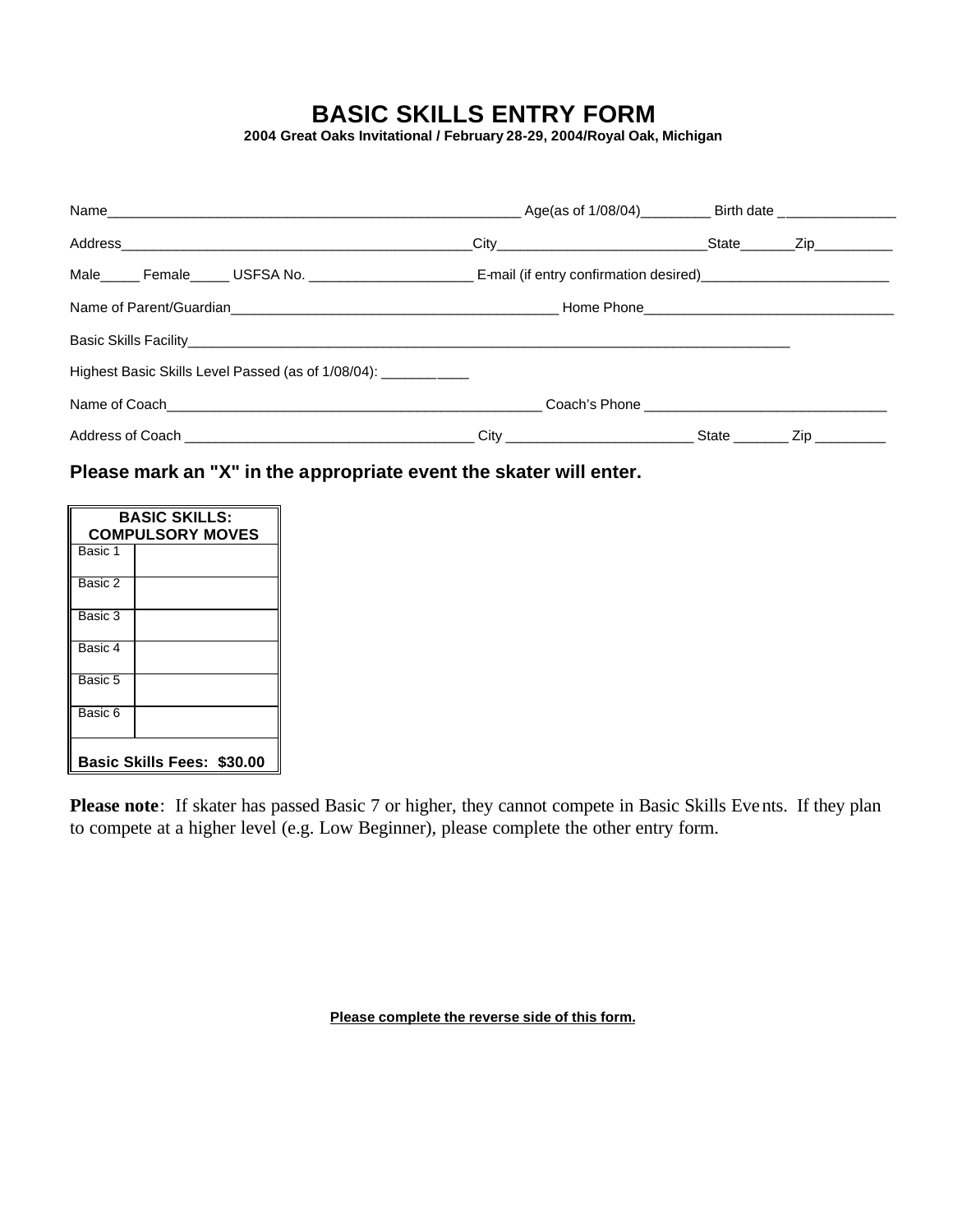# BASIC SKILLS ENTRY FORM

**2004 Great Oaks Invitational / February 28-29, 2004/Royal Oak, Michigan**

Name_______________________________________________________ Age(as of 1/08/04)_________ Birth date _______________

Address_______________________________________________City___________________________State_______Zip__________

Male_____ Female_____ USFSA No. ______________________ E-mail (if entry confirmation desired)_________________________

Name of Parent/Guardian______________________________________________ Home Phone_________________________________

Basic Skills Facility_____________________________________________________________________________________

Highest Basic Skills Level Passed (as of 1/08/04): ___________

Name of Coach___________________________________________________ Coach's Phone ________________________________

Address of Coach ______________________________________ City _________________________ State _______ Zip _________

**Please mark an "X" in the appropriate event the skater will enter.**

| BASIC SKILLS: COMPULSORY MOVES | |
|---|---|
| Basic 1 | |
| Basic 2 | |
| Basic 3 | |
| Basic 4 | |
| Basic 5 | |
| Basic 6 | |
| **Basic Skills Fees: $30.00** | |

**Please note**: If skater has passed Basic 7 or higher, they cannot compete in Basic Skills Events. If they plan to compete at a higher level (e.g. Low Beginner), please complete the other entry form.

**Please complete the reverse side of this form.**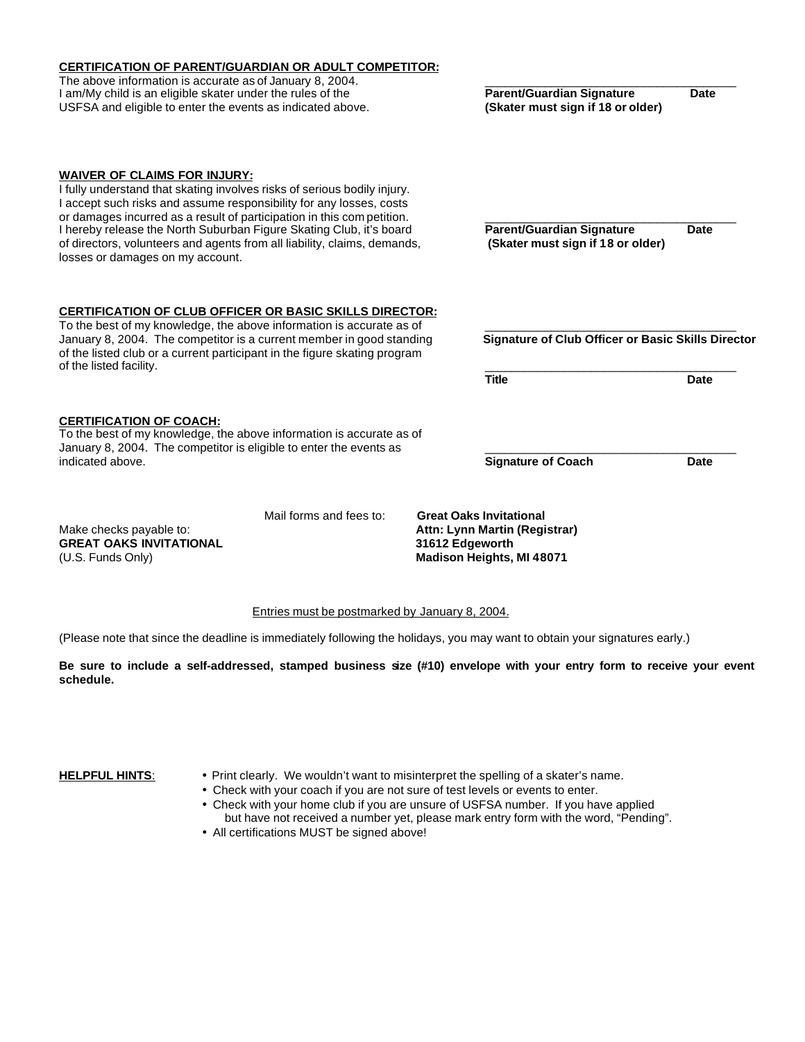**CERTIFICATION OF PARENT/GUARDIAN OR ADULT COMPETITOR:**

The above information is accurate as of January 8, 2004.
I am/My child is an eligible skater under the rules of the USFSA and eligible to enter the events as indicated above.

\_\_\_\_\_\_\_\_\_\_\_\_\_\_\_\_\_\_\_\_\_\_\_\_\_\_\_\_\_\_\_\_\_\_\_\_\_\_\_\_
**Parent/Guardian Signature** **Date**
**(Skater must sign if 18 or older)**

**WAIVER OF CLAIMS FOR INJURY:**

I fully understand that skating involves risks of serious bodily injury. I accept such risks and assume responsibility for any losses, costs or damages incurred as a result of participation in this competition. I hereby release the North Suburban Figure Skating Club, it's board of directors, volunteers and agents from all liability, claims, demands, losses or damages on my account.

\_\_\_\_\_\_\_\_\_\_\_\_\_\_\_\_\_\_\_\_\_\_\_\_\_\_\_\_\_\_\_\_\_\_\_\_\_\_\_\_
**Parent/Guardian Signature** **Date**
**(Skater must sign if 18 or older)**

**CERTIFICATION OF CLUB OFFICER OR BASIC SKILLS DIRECTOR:**

To the best of my knowledge, the above information is accurate as of January 8, 2004. The competitor is a current member in good standing of the listed club or a current participant in the figure skating program of the listed facility.

\_\_\_\_\_\_\_\_\_\_\_\_\_\_\_\_\_\_\_\_\_\_\_\_\_\_\_\_\_\_\_\_\_\_\_\_\_\_\_\_
**Signature of Club Officer or Basic Skills Director**

\_\_\_\_\_\_\_\_\_\_\_\_\_\_\_\_\_\_\_\_\_\_\_\_\_\_\_\_\_\_\_\_\_\_\_\_\_\_\_\_
**Title** **Date**

**CERTIFICATION OF COACH:**

To the best of my knowledge, the above information is accurate as of January 8, 2004. The competitor is eligible to enter the events as indicated above.

\_\_\_\_\_\_\_\_\_\_\_\_\_\_\_\_\_\_\_\_\_\_\_\_\_\_\_\_\_\_\_\_\_\_\_\_\_\_\_\_
**Signature of Coach** **Date**

Make checks payable to:
**GREAT OAKS INVITATIONAL**
(U.S. Funds Only)

Mail forms and fees to:
**Great Oaks Invitational**
**Attn: Lynn Martin (Registrar)**
**31612 Edgeworth**
**Madison Heights, MI 48071**

Entries must be postmarked by January 8, 2004.

(Please note that since the deadline is immediately following the holidays, you may want to obtain your signatures early.)

**Be sure to include a self-addressed, stamped business size (#10) envelope with your entry form to receive your event schedule.**

**HELPFUL HINTS**:

- Print clearly. We wouldn't want to misinterpret the spelling of a skater's name.
- Check with your coach if you are not sure of test levels or events to enter.
- Check with your home club if you are unsure of USFSA number. If you have applied but have not received a number yet, please mark entry form with the word, "Pending".
- All certifications MUST be signed above!